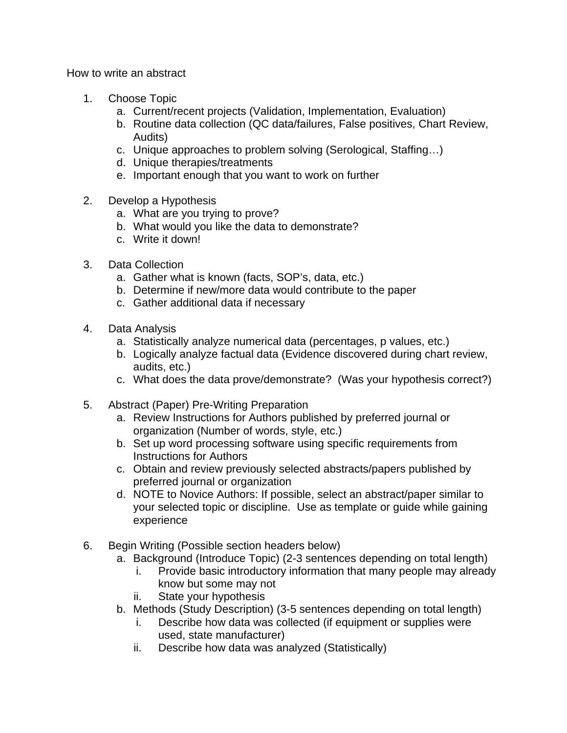How to write an abstract

1. Choose Topic
    a. Current/recent projects (Validation, Implementation, Evaluation)
    b. Routine data collection (QC data/failures, False positives, Chart Review, Audits)
    c. Unique approaches to problem solving (Serological, Staffing…)
    d. Unique therapies/treatments
    e. Important enough that you want to work on further

2. Develop a Hypothesis
    a. What are you trying to prove?
    b. What would you like the data to demonstrate?
    c. Write it down!

3. Data Collection
    a. Gather what is known (facts, SOP's, data, etc.)
    b. Determine if new/more data would contribute to the paper
    c. Gather additional data if necessary

4. Data Analysis
    a. Statistically analyze numerical data (percentages, p values, etc.)
    b. Logically analyze factual data (Evidence discovered during chart review, audits, etc.)
    c. What does the data prove/demonstrate? (Was your hypothesis correct?)

5. Abstract (Paper) Pre-Writing Preparation
    a. Review Instructions for Authors published by preferred journal or organization (Number of words, style, etc.)
    b. Set up word processing software using specific requirements from Instructions for Authors
    c. Obtain and review previously selected abstracts/papers published by preferred journal or organization
    d. NOTE to Novice Authors: If possible, select an abstract/paper similar to your selected topic or discipline. Use as template or guide while gaining experience

6. Begin Writing (Possible section headers below)
    a. Background (Introduce Topic) (2-3 sentences depending on total length)
        i. Provide basic introductory information that many people may already know but some may not
        ii. State your hypothesis
    b. Methods (Study Description) (3-5 sentences depending on total length)
        i. Describe how data was collected (if equipment or supplies were used, state manufacturer)
        ii. Describe how data was analyzed (Statistically)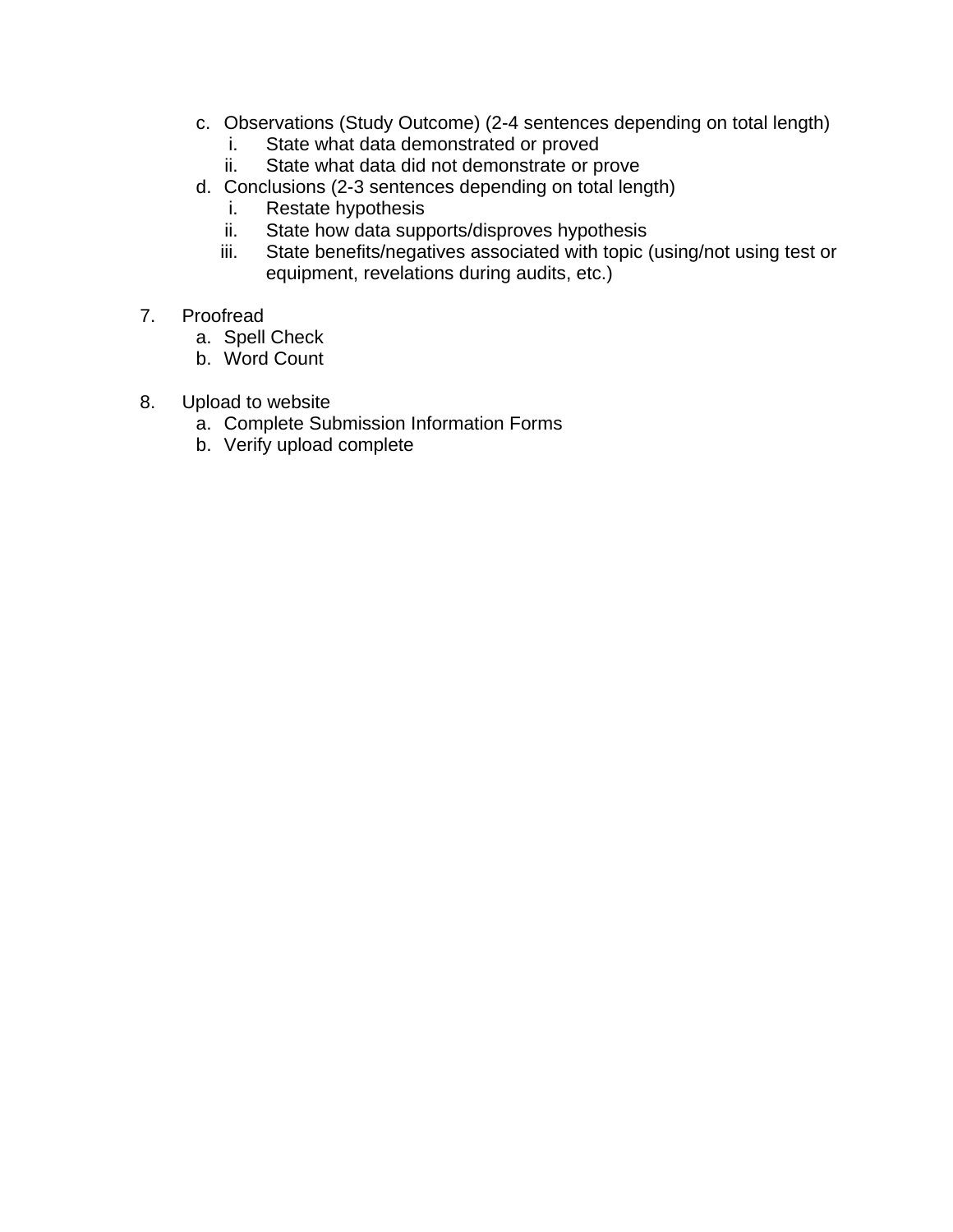c. Observations (Study Outcome) (2-4 sentences depending on total length)
      i. State what data demonstrated or proved
      ii. State what data did not demonstrate or prove
   d. Conclusions (2-3 sentences depending on total length)
      i. Restate hypothesis
      ii. State how data supports/disproves hypothesis
      iii. State benefits/negatives associated with topic (using/not using test or equipment, revelations during audits, etc.)

7. Proofread
   a. Spell Check
   b. Word Count

8. Upload to website
   a. Complete Submission Information Forms
   b. Verify upload complete